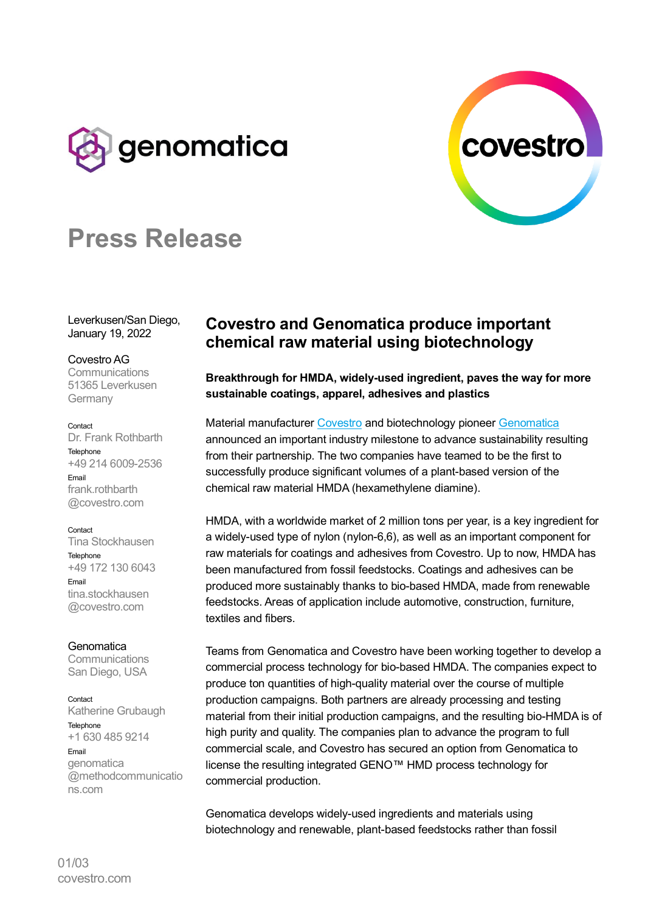# Press Release

Leverkusen/San Diego,
January 19, 2022

Covestro AG
Communications
51365 Leverkusen
Germany

Contact
Dr. Frank Rothbarth
Telephone
+49 214 6009-2536
Email
frank.rothbarth@covestro.com

Contact
Tina Stockhausen
Telephone
+49 172 130 6043
Email
tina.stockhausen@covestro.com

Genomatica
Communications
San Diego, USA

Contact
Katherine Grubaugh
Telephone
+1 630 485 9214
Email
genomatica@methodcommunications.com

## Covestro and Genomatica produce important chemical raw material using biotechnology

**Breakthrough for HMDA, widely-used ingredient, paves the way for more sustainable coatings, apparel, adhesives and plastics**

Material manufacturer Covestro and biotechnology pioneer Genomatica announced an important industry milestone to advance sustainability resulting from their partnership. The two companies have teamed to be the first to successfully produce significant volumes of a plant-based version of the chemical raw material HMDA (hexamethylene diamine).

HMDA, with a worldwide market of 2 million tons per year, is a key ingredient for a widely-used type of nylon (nylon-6,6), as well as an important component for raw materials for coatings and adhesives from Covestro. Up to now, HMDA has been manufactured from fossil feedstocks. Coatings and adhesives can be produced more sustainably thanks to bio-based HMDA, made from renewable feedstocks. Areas of application include automotive, construction, furniture, textiles and fibers.

Teams from Genomatica and Covestro have been working together to develop a commercial process technology for bio-based HMDA. The companies expect to produce ton quantities of high-quality material over the course of multiple production campaigns. Both partners are already processing and testing material from their initial production campaigns, and the resulting bio-HMDA is of high purity and quality. The companies plan to advance the program to full commercial scale, and Covestro has secured an option from Genomatica to license the resulting integrated GENO™ HMD process technology for commercial production.

Genomatica develops widely-used ingredients and materials using biotechnology and renewable, plant-based feedstocks rather than fossil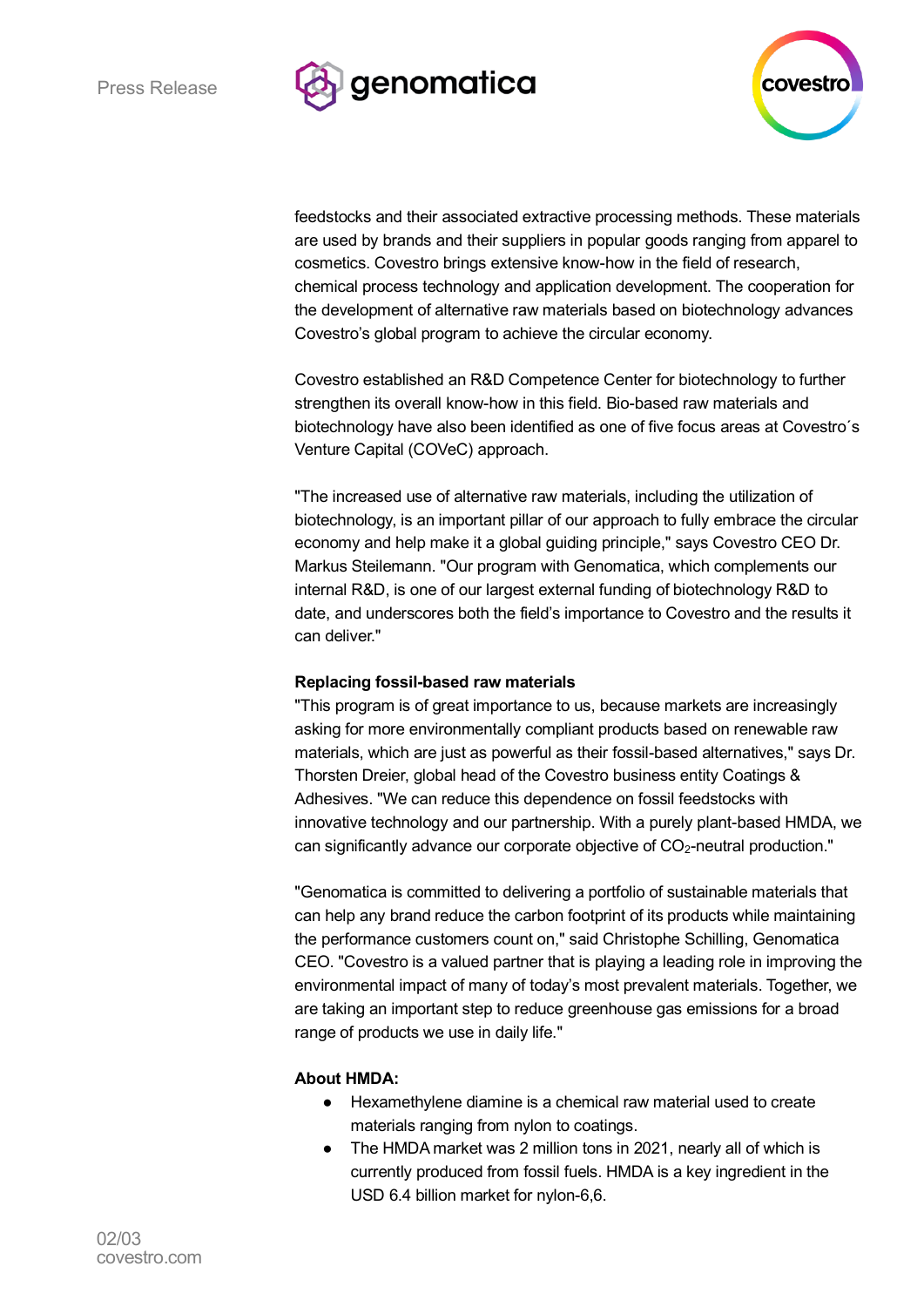feedstocks and their associated extractive processing methods. These materials are used by brands and their suppliers in popular goods ranging from apparel to cosmetics. Covestro brings extensive know-how in the field of research, chemical process technology and application development. The cooperation for the development of alternative raw materials based on biotechnology advances Covestro's global program to achieve the circular economy.

Covestro established an R&D Competence Center for biotechnology to further strengthen its overall know-how in this field. Bio-based raw materials and biotechnology have also been identified as one of five focus areas at Covestro´s Venture Capital (COVeC) approach.

"The increased use of alternative raw materials, including the utilization of biotechnology, is an important pillar of our approach to fully embrace the circular economy and help make it a global guiding principle," says Covestro CEO Dr. Markus Steilemann. "Our program with Genomatica, which complements our internal R&D, is one of our largest external funding of biotechnology R&D to date, and underscores both the field's importance to Covestro and the results it can deliver."

**Replacing fossil-based raw materials**

"This program is of great importance to us, because markets are increasingly asking for more environmentally compliant products based on renewable raw materials, which are just as powerful as their fossil-based alternatives," says Dr. Thorsten Dreier, global head of the Covestro business entity Coatings & Adhesives. "We can reduce this dependence on fossil feedstocks with innovative technology and our partnership. With a purely plant-based HMDA, we can significantly advance our corporate objective of $CO_2$-neutral production."

"Genomatica is committed to delivering a portfolio of sustainable materials that can help any brand reduce the carbon footprint of its products while maintaining the performance customers count on," said Christophe Schilling, Genomatica CEO. "Covestro is a valued partner that is playing a leading role in improving the environmental impact of many of today's most prevalent materials. Together, we are taking an important step to reduce greenhouse gas emissions for a broad range of products we use in daily life."

**About HMDA:**

- Hexamethylene diamine is a chemical raw material used to create materials ranging from nylon to coatings.
- The HMDA market was 2 million tons in 2021, nearly all of which is currently produced from fossil fuels. HMDA is a key ingredient in the USD 6.4 billion market for nylon-6,6.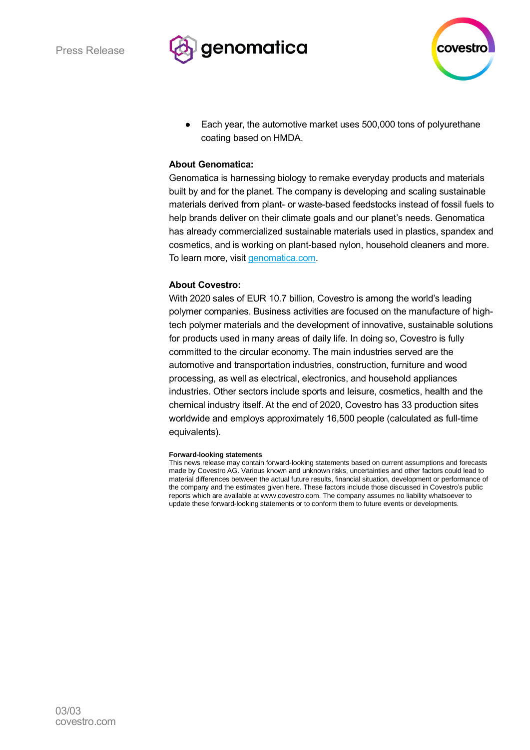- Each year, the automotive market uses 500,000 tons of polyurethane coating based on HMDA.

**About Genomatica:**
Genomatica is harnessing biology to remake everyday products and materials built by and for the planet. The company is developing and scaling sustainable materials derived from plant- or waste-based feedstocks instead of fossil fuels to help brands deliver on their climate goals and our planet's needs. Genomatica has already commercialized sustainable materials used in plastics, spandex and cosmetics, and is working on plant-based nylon, household cleaners and more. To learn more, visit genomatica.com.

**About Covestro:**
With 2020 sales of EUR 10.7 billion, Covestro is among the world's leading polymer companies. Business activities are focused on the manufacture of high-tech polymer materials and the development of innovative, sustainable solutions for products used in many areas of daily life. In doing so, Covestro is fully committed to the circular economy. The main industries served are the automotive and transportation industries, construction, furniture and wood processing, as well as electrical, electronics, and household appliances industries. Other sectors include sports and leisure, cosmetics, health and the chemical industry itself. At the end of 2020, Covestro has 33 production sites worldwide and employs approximately 16,500 people (calculated as full-time equivalents).

**Forward-looking statements**
This news release may contain forward-looking statements based on current assumptions and forecasts made by Covestro AG. Various known and unknown risks, uncertainties and other factors could lead to material differences between the actual future results, financial situation, development or performance of the company and the estimates given here. These factors include those discussed in Covestro's public reports which are available at www.covestro.com. The company assumes no liability whatsoever to update these forward-looking statements or to conform them to future events or developments.